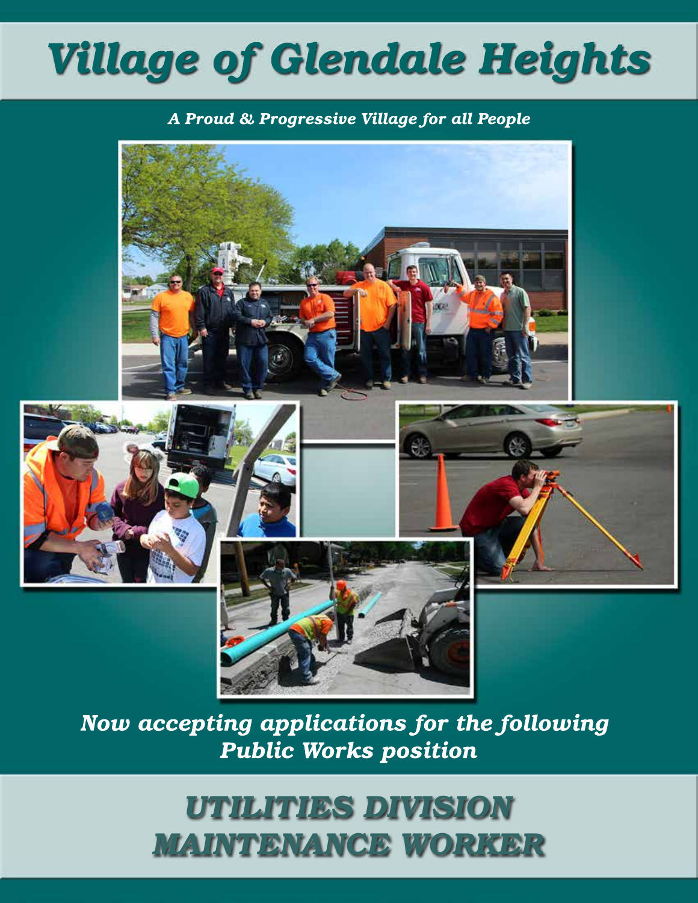# Village of Glendale Heights

*A Proud & Progressive Village for all People*

*Now accepting applications for the following Public Works position*

## UTILITIES DIVISION MAINTENANCE WORKER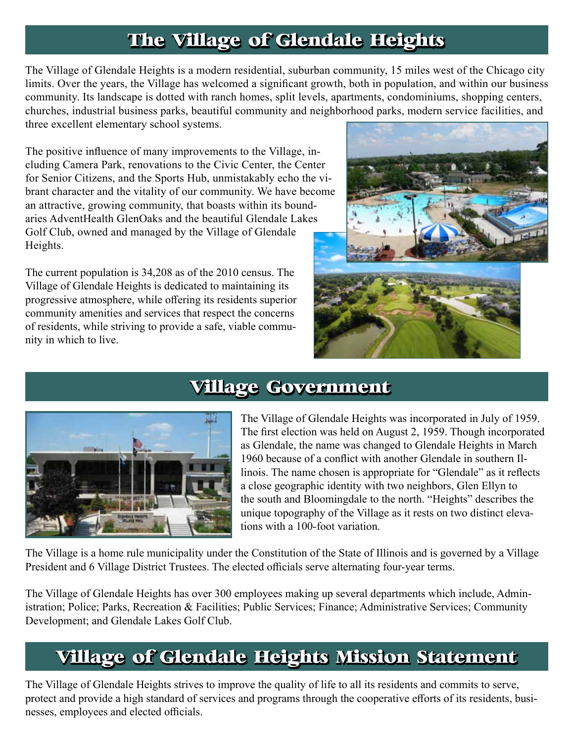## The Village of Glendale Heights

The Village of Glendale Heights is a modern residential, suburban community, 15 miles west of the Chicago city limits. Over the years, the Village has welcomed a significant growth, both in population, and within our business community. Its landscape is dotted with ranch homes, split levels, apartments, condominiums, shopping centers, churches, industrial business parks, beautiful community and neighborhood parks, modern service facilities, and three excellent elementary school systems.

The positive influence of many improvements to the Village, including Camera Park, renovations to the Civic Center, the Center for Senior Citizens, and the Sports Hub, unmistakably echo the vibrant character and the vitality of our community. We have become an attractive, growing community, that boasts within its boundaries AdventHealth GlenOaks and the beautiful Glendale Lakes Golf Club, owned and managed by the Village of Glendale Heights.

The current population is 34,208 as of the 2010 census. The Village of Glendale Heights is dedicated to maintaining its progressive atmosphere, while offering its residents superior community amenities and services that respect the concerns of residents, while striving to provide a safe, viable community in which to live.

## Village Government

The Village of Glendale Heights was incorporated in July of 1959. The first election was held on August 2, 1959. Though incorporated as Glendale, the name was changed to Glendale Heights in March 1960 because of a conflict with another Glendale in southern Illinois. The name chosen is appropriate for "Glendale" as it reflects a close geographic identity with two neighbors, Glen Ellyn to the south and Bloomingdale to the north. "Heights" describes the unique topography of the Village as it rests on two distinct elevations with a 100-foot variation.

The Village is a home rule municipality under the Constitution of the State of Illinois and is governed by a Village President and 6 Village District Trustees. The elected officials serve alternating four-year terms.

The Village of Glendale Heights has over 300 employees making up several departments which include, Administration; Police; Parks, Recreation & Facilities; Public Services; Finance; Administrative Services; Community Development; and Glendale Lakes Golf Club.

## Village of Glendale Heights Mission Statement

The Village of Glendale Heights strives to improve the quality of life to all its residents and commits to serve, protect and provide a high standard of services and programs through the cooperative efforts of its residents, businesses, employees and elected officials.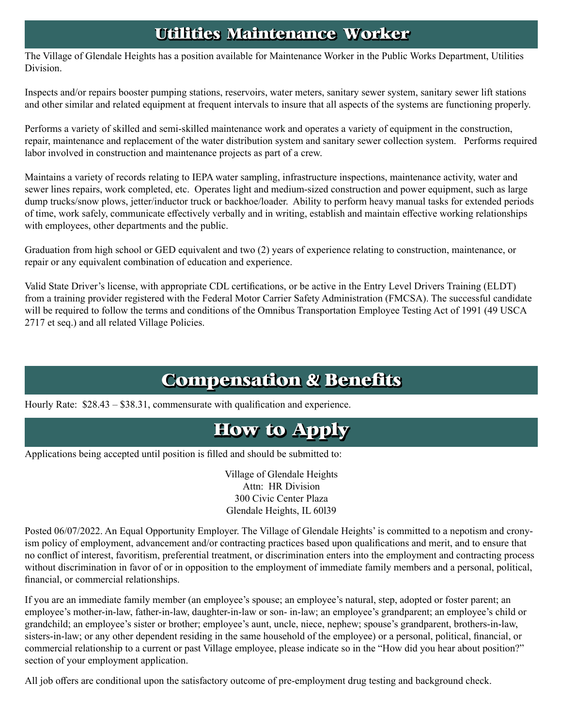# Utilities Maintenance Worker

The Village of Glendale Heights has a position available for Maintenance Worker in the Public Works Department, Utilities Division.

Inspects and/or repairs booster pumping stations, reservoirs, water meters, sanitary sewer system, sanitary sewer lift stations and other similar and related equipment at frequent intervals to insure that all aspects of the systems are functioning properly.

Performs a variety of skilled and semi-skilled maintenance work and operates a variety of equipment in the construction, repair, maintenance and replacement of the water distribution system and sanitary sewer collection system. Performs required labor involved in construction and maintenance projects as part of a crew.

Maintains a variety of records relating to IEPA water sampling, infrastructure inspections, maintenance activity, water and sewer lines repairs, work completed, etc. Operates light and medium-sized construction and power equipment, such as large dump trucks/snow plows, jetter/inductor truck or backhoe/loader. Ability to perform heavy manual tasks for extended periods of time, work safely, communicate effectively verbally and in writing, establish and maintain effective working relationships with employees, other departments and the public.

Graduation from high school or GED equivalent and two (2) years of experience relating to construction, maintenance, or repair or any equivalent combination of education and experience.

Valid State Driver's license, with appropriate CDL certifications, or be active in the Entry Level Drivers Training (ELDT) from a training provider registered with the Federal Motor Carrier Safety Administration (FMCSA). The successful candidate will be required to follow the terms and conditions of the Omnibus Transportation Employee Testing Act of 1991 (49 USCA 2717 et seq.) and all related Village Policies.

# Compensation & Benefits

Hourly Rate: $28.43 – $38.31, commensurate with qualification and experience.

# How to Apply

Applications being accepted until position is filled and should be submitted to:

Village of Glendale Heights
Attn: HR Division
300 Civic Center Plaza
Glendale Heights, IL 60l39

Posted 06/07/2022. An Equal Opportunity Employer. The Village of Glendale Heights' is committed to a nepotism and cronyism policy of employment, advancement and/or contracting practices based upon qualifications and merit, and to ensure that no conflict of interest, favoritism, preferential treatment, or discrimination enters into the employment and contracting process without discrimination in favor of or in opposition to the employment of immediate family members and a personal, political, financial, or commercial relationships.

If you are an immediate family member (an employee's spouse; an employee's natural, step, adopted or foster parent; an employee's mother-in-law, father-in-law, daughter-in-law or son- in-law; an employee's grandparent; an employee's child or grandchild; an employee's sister or brother; employee's aunt, uncle, niece, nephew; spouse's grandparent, brothers-in-law, sisters-in-law; or any other dependent residing in the same household of the employee) or a personal, political, financial, or commercial relationship to a current or past Village employee, please indicate so in the "How did you hear about position?" section of your employment application.

All job offers are conditional upon the satisfactory outcome of pre-employment drug testing and background check.